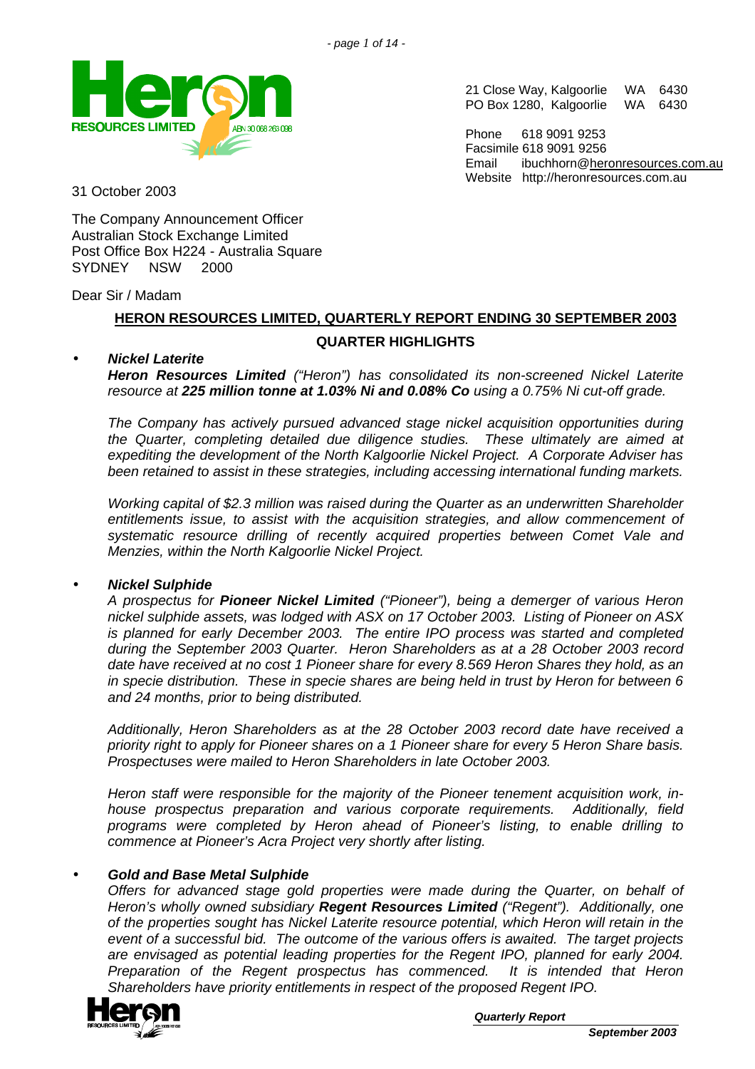21 Close Way, Kalgoorlie WA 6430
PO Box 1280, Kalgoorlie WA 6430

Phone 618 9091 9253
Facsimile 618 9091 9256
Email ibuchhorn@heronresources.com.au
Website http://heronresources.com.au

31 October 2003

The Company Announcement Officer
Australian Stock Exchange Limited
Post Office Box H224 - Australia Square
SYDNEY NSW 2000

Dear Sir / Madam

## HERON RESOURCES LIMITED, QUARTERLY REPORT ENDING 30 SEPTEMBER 2003

### QUARTER HIGHLIGHTS

- ***Nickel Laterite***

  ***Heron Resources Limited*** *("Heron") has consolidated its non-screened Nickel Laterite resource at* ***225 million tonne at 1.03% Ni and 0.08% Co*** *using a 0.75% Ni cut-off grade.*

  *The Company has actively pursued advanced stage nickel acquisition opportunities during the Quarter, completing detailed due diligence studies. These ultimately are aimed at expediting the development of the North Kalgoorlie Nickel Project. A Corporate Adviser has been retained to assist in these strategies, including accessing international funding markets.*

  *Working capital of $2.3 million was raised during the Quarter as an underwritten Shareholder entitlements issue, to assist with the acquisition strategies, and allow commencement of systematic resource drilling of recently acquired properties between Comet Vale and Menzies, within the North Kalgoorlie Nickel Project.*

- ***Nickel Sulphide***

  *A prospectus for* ***Pioneer Nickel Limited*** *("Pioneer"), being a demerger of various Heron nickel sulphide assets, was lodged with ASX on 17 October 2003. Listing of Pioneer on ASX is planned for early December 2003. The entire IPO process was started and completed during the September 2003 Quarter. Heron Shareholders as at a 28 October 2003 record date have received at no cost 1 Pioneer share for every 8.569 Heron Shares they hold, as an in specie distribution. These in specie shares are being held in trust by Heron for between 6 and 24 months, prior to being distributed.*

  *Additionally, Heron Shareholders as at the 28 October 2003 record date have received a priority right to apply for Pioneer shares on a 1 Pioneer share for every 5 Heron Share basis. Prospectuses were mailed to Heron Shareholders in late October 2003.*

  *Heron staff were responsible for the majority of the Pioneer tenement acquisition work, in-house prospectus preparation and various corporate requirements. Additionally, field programs were completed by Heron ahead of Pioneer's listing, to enable drilling to commence at Pioneer's Acra Project very shortly after listing.*

- ***Gold and Base Metal Sulphide***

  *Offers for advanced stage gold properties were made during the Quarter, on behalf of Heron's wholly owned subsidiary* ***Regent Resources Limited*** *("Regent"). Additionally, one of the properties sought has Nickel Laterite resource potential, which Heron will retain in the event of a successful bid. The outcome of the various offers is awaited. The target projects are envisaged as potential leading properties for the Regent IPO, planned for early 2004. Preparation of the Regent prospectus has commenced. It is intended that Heron Shareholders have priority entitlements in respect of the proposed Regent IPO.*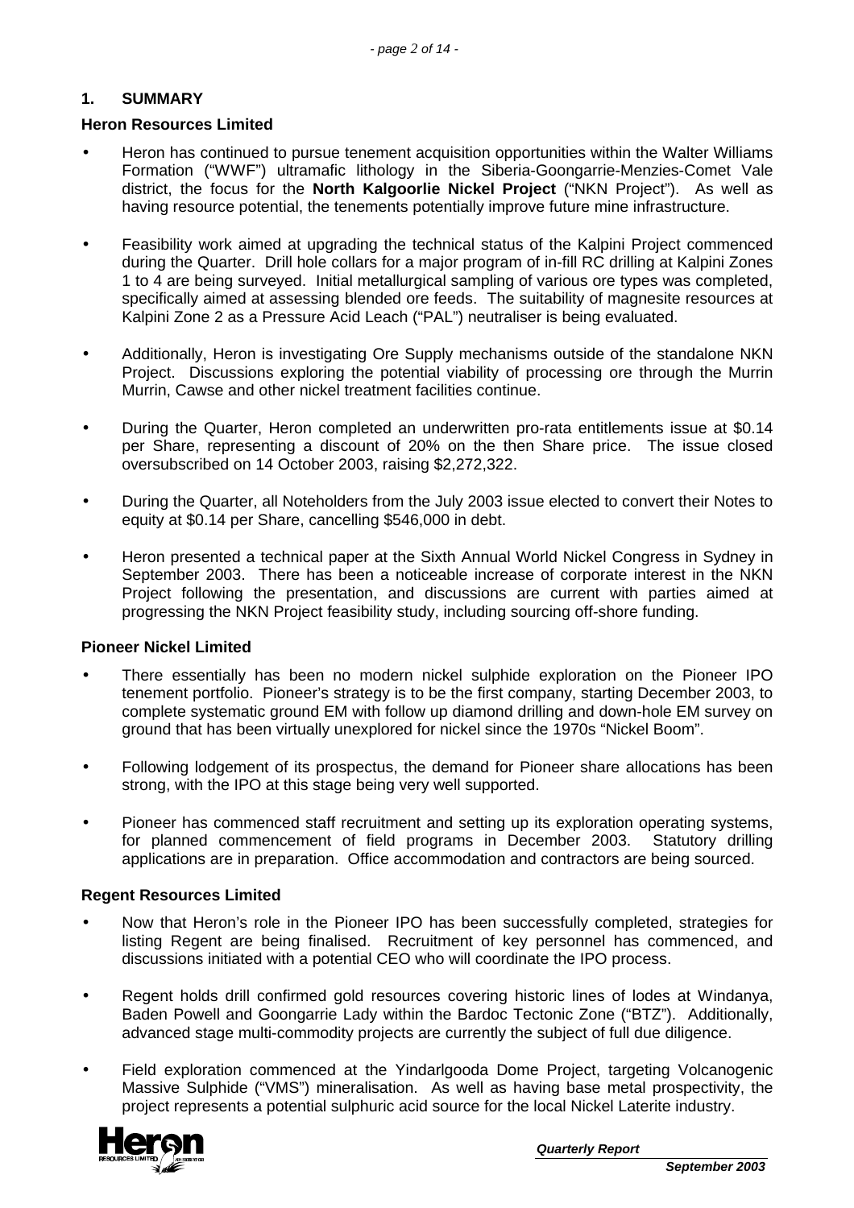## 1. SUMMARY

### Heron Resources Limited

- Heron has continued to pursue tenement acquisition opportunities within the Walter Williams Formation ("WWF") ultramafic lithology in the Siberia-Goongarrie-Menzies-Comet Vale district, the focus for the **North Kalgoorlie Nickel Project** ("NKN Project"). As well as having resource potential, the tenements potentially improve future mine infrastructure.
- Feasibility work aimed at upgrading the technical status of the Kalpini Project commenced during the Quarter. Drill hole collars for a major program of in-fill RC drilling at Kalpini Zones 1 to 4 are being surveyed. Initial metallurgical sampling of various ore types was completed, specifically aimed at assessing blended ore feeds. The suitability of magnesite resources at Kalpini Zone 2 as a Pressure Acid Leach ("PAL") neutraliser is being evaluated.
- Additionally, Heron is investigating Ore Supply mechanisms outside of the standalone NKN Project. Discussions exploring the potential viability of processing ore through the Murrin Murrin, Cawse and other nickel treatment facilities continue.
- During the Quarter, Heron completed an underwritten pro-rata entitlements issue at $0.14 per Share, representing a discount of 20% on the then Share price. The issue closed oversubscribed on 14 October 2003, raising $2,272,322.
- During the Quarter, all Noteholders from the July 2003 issue elected to convert their Notes to equity at $0.14 per Share, cancelling $546,000 in debt.
- Heron presented a technical paper at the Sixth Annual World Nickel Congress in Sydney in September 2003. There has been a noticeable increase of corporate interest in the NKN Project following the presentation, and discussions are current with parties aimed at progressing the NKN Project feasibility study, including sourcing off-shore funding.

### Pioneer Nickel Limited

- There essentially has been no modern nickel sulphide exploration on the Pioneer IPO tenement portfolio. Pioneer's strategy is to be the first company, starting December 2003, to complete systematic ground EM with follow up diamond drilling and down-hole EM survey on ground that has been virtually unexplored for nickel since the 1970s "Nickel Boom".
- Following lodgement of its prospectus, the demand for Pioneer share allocations has been strong, with the IPO at this stage being very well supported.
- Pioneer has commenced staff recruitment and setting up its exploration operating systems, for planned commencement of field programs in December 2003. Statutory drilling applications are in preparation. Office accommodation and contractors are being sourced.

### Regent Resources Limited

- Now that Heron's role in the Pioneer IPO has been successfully completed, strategies for listing Regent are being finalised. Recruitment of key personnel has commenced, and discussions initiated with a potential CEO who will coordinate the IPO process.
- Regent holds drill confirmed gold resources covering historic lines of lodes at Windanya, Baden Powell and Goongarrie Lady within the Bardoc Tectonic Zone ("BTZ"). Additionally, advanced stage multi-commodity projects are currently the subject of full due diligence.
- Field exploration commenced at the Yindarlgooda Dome Project, targeting Volcanogenic Massive Sulphide ("VMS") mineralisation. As well as having base metal prospectivity, the project represents a potential sulphuric acid source for the local Nickel Laterite industry.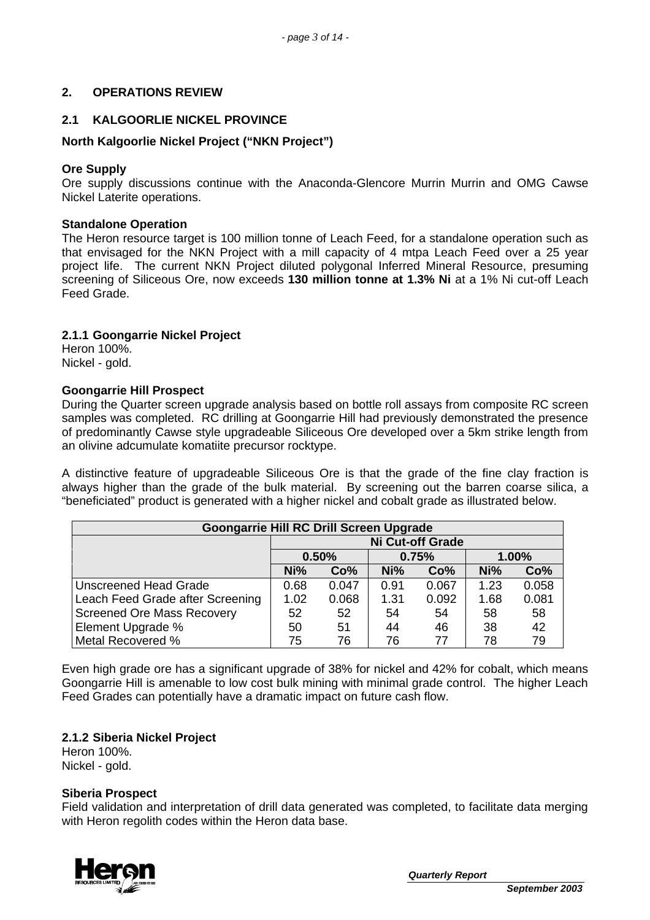## 2. OPERATIONS REVIEW

### 2.1 KALGOORLIE NICKEL PROVINCE

**North Kalgoorlie Nickel Project ("NKN Project")**

**Ore Supply**

Ore supply discussions continue with the Anaconda-Glencore Murrin Murrin and OMG Cawse Nickel Laterite operations.

**Standalone Operation**

The Heron resource target is 100 million tonne of Leach Feed, for a standalone operation such as that envisaged for the NKN Project with a mill capacity of 4 mtpa Leach Feed over a 25 year project life. The current NKN Project diluted polygonal Inferred Mineral Resource, presuming screening of Siliceous Ore, now exceeds **130 million tonne at 1.3% Ni** at a 1% Ni cut-off Leach Feed Grade.

#### 2.1.1 Goongarrie Nickel Project

Heron 100%.
Nickel - gold.

**Goongarrie Hill Prospect**

During the Quarter screen upgrade analysis based on bottle roll assays from composite RC screen samples was completed. RC drilling at Goongarrie Hill had previously demonstrated the presence of predominantly Cawse style upgradeable Siliceous Ore developed over a 5km strike length from an olivine adcumulate komatiite precursor rocktype.

A distinctive feature of upgradeable Siliceous Ore is that the grade of the fine clay fraction is always higher than the grade of the bulk material. By screening out the barren coarse silica, a "beneficiated" product is generated with a higher nickel and cobalt grade as illustrated below.

| Goongarrie Hill RC Drill Screen Upgrade | | | | | | |
|---|---|---|---|---|---|---|
| | Ni Cut-off Grade | | | | | |
| | 0.50% | | 0.75% | | 1.00% | |
| | Ni% | Co% | Ni% | Co% | Ni% | Co% |
| Unscreened Head Grade | 0.68 | 0.047 | 0.91 | 0.067 | 1.23 | 0.058 |
| Leach Feed Grade after Screening | 1.02 | 0.068 | 1.31 | 0.092 | 1.68 | 0.081 |
| Screened Ore Mass Recovery | 52 | 52 | 54 | 54 | 58 | 58 |
| Element Upgrade % | 50 | 51 | 44 | 46 | 38 | 42 |
| Metal Recovered % | 75 | 76 | 76 | 77 | 78 | 79 |

Even high grade ore has a significant upgrade of 38% for nickel and 42% for cobalt, which means Goongarrie Hill is amenable to low cost bulk mining with minimal grade control. The higher Leach Feed Grades can potentially have a dramatic impact on future cash flow.

#### 2.1.2 Siberia Nickel Project

Heron 100%.
Nickel - gold.

**Siberia Prospect**

Field validation and interpretation of drill data generated was completed, to facilitate data merging with Heron regolith codes within the Heron data base.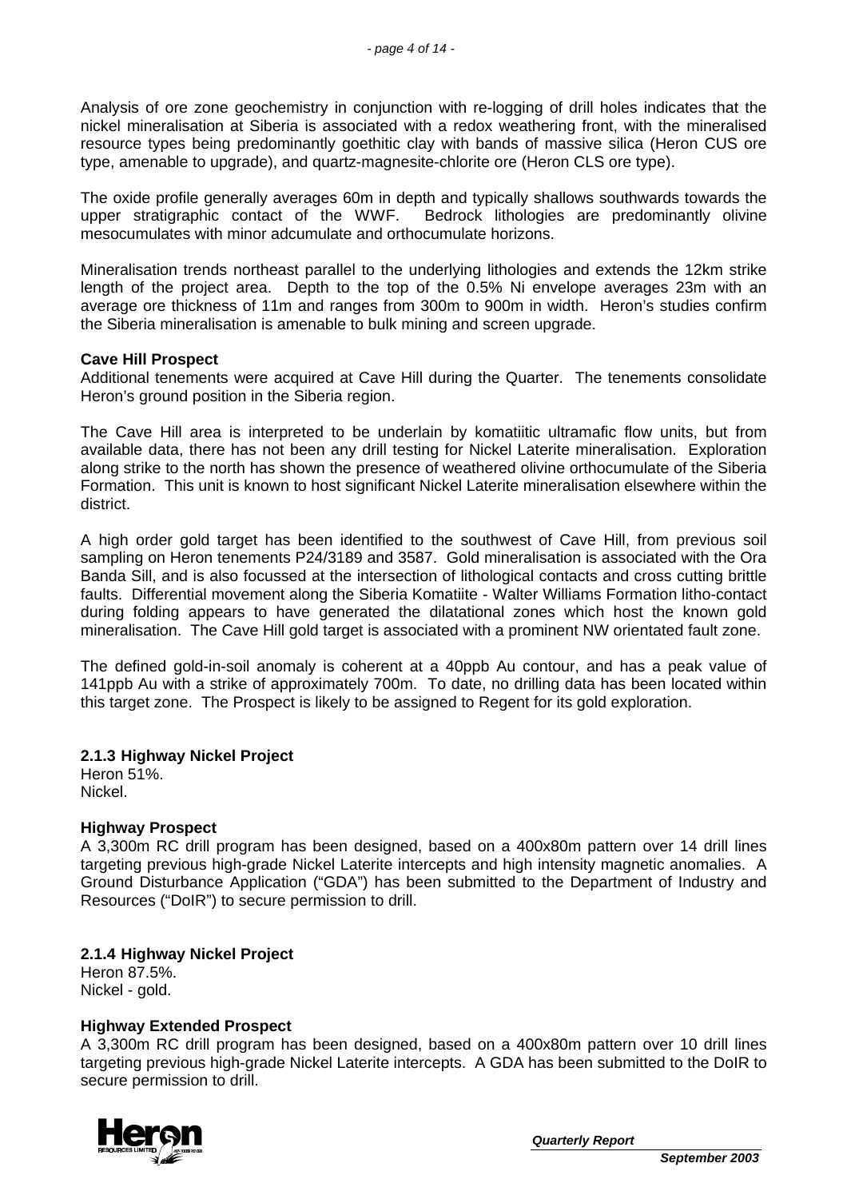Analysis of ore zone geochemistry in conjunction with re-logging of drill holes indicates that the nickel mineralisation at Siberia is associated with a redox weathering front, with the mineralised resource types being predominantly goethitic clay with bands of massive silica (Heron CUS ore type, amenable to upgrade), and quartz-magnesite-chlorite ore (Heron CLS ore type).

The oxide profile generally averages 60m in depth and typically shallows southwards towards the upper stratigraphic contact of the WWF. Bedrock lithologies are predominantly olivine mesocumulates with minor adcumulate and orthocumulate horizons.

Mineralisation trends northeast parallel to the underlying lithologies and extends the 12km strike length of the project area. Depth to the top of the 0.5% Ni envelope averages 23m with an average ore thickness of 11m and ranges from 300m to 900m in width. Heron's studies confirm the Siberia mineralisation is amenable to bulk mining and screen upgrade.

**Cave Hill Prospect**

Additional tenements were acquired at Cave Hill during the Quarter. The tenements consolidate Heron's ground position in the Siberia region.

The Cave Hill area is interpreted to be underlain by komatiitic ultramafic flow units, but from available data, there has not been any drill testing for Nickel Laterite mineralisation. Exploration along strike to the north has shown the presence of weathered olivine orthocumulate of the Siberia Formation. This unit is known to host significant Nickel Laterite mineralisation elsewhere within the district.

A high order gold target has been identified to the southwest of Cave Hill, from previous soil sampling on Heron tenements P24/3189 and 3587. Gold mineralisation is associated with the Ora Banda Sill, and is also focussed at the intersection of lithological contacts and cross cutting brittle faults. Differential movement along the Siberia Komatiite - Walter Williams Formation litho-contact during folding appears to have generated the dilatational zones which host the known gold mineralisation. The Cave Hill gold target is associated with a prominent NW orientated fault zone.

The defined gold-in-soil anomaly is coherent at a 40ppb Au contour, and has a peak value of 141ppb Au with a strike of approximately 700m. To date, no drilling data has been located within this target zone. The Prospect is likely to be assigned to Regent for its gold exploration.

### 2.1.3 Highway Nickel Project

Heron 51%.
Nickel.

**Highway Prospect**

A 3,300m RC drill program has been designed, based on a 400x80m pattern over 14 drill lines targeting previous high-grade Nickel Laterite intercepts and high intensity magnetic anomalies. A Ground Disturbance Application ("GDA") has been submitted to the Department of Industry and Resources ("DoIR") to secure permission to drill.

### 2.1.4 Highway Nickel Project

Heron 87.5%.
Nickel - gold.

**Highway Extended Prospect**

A 3,300m RC drill program has been designed, based on a 400x80m pattern over 10 drill lines targeting previous high-grade Nickel Laterite intercepts. A GDA has been submitted to the DoIR to secure permission to drill.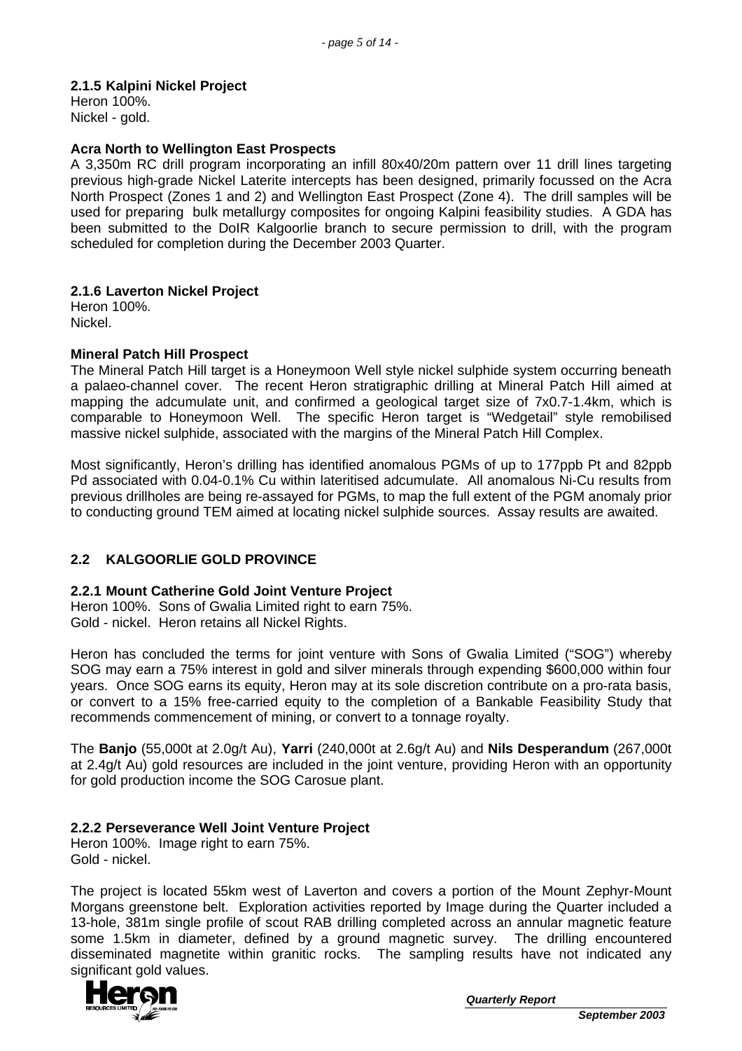**2.1.5 Kalpini Nickel Project**
Heron 100%.
Nickel - gold.

**Acra North to Wellington East Prospects**
A 3,350m RC drill program incorporating an infill 80x40/20m pattern over 11 drill lines targeting previous high-grade Nickel Laterite intercepts has been designed, primarily focussed on the Acra North Prospect (Zones 1 and 2) and Wellington East Prospect (Zone 4). The drill samples will be used for preparing bulk metallurgy composites for ongoing Kalpini feasibility studies. A GDA has been submitted to the DoIR Kalgoorlie branch to secure permission to drill, with the program scheduled for completion during the December 2003 Quarter.

**2.1.6 Laverton Nickel Project**
Heron 100%.
Nickel.

**Mineral Patch Hill Prospect**
The Mineral Patch Hill target is a Honeymoon Well style nickel sulphide system occurring beneath a palaeo-channel cover. The recent Heron stratigraphic drilling at Mineral Patch Hill aimed at mapping the adcumulate unit, and confirmed a geological target size of 7x0.7-1.4km, which is comparable to Honeymoon Well. The specific Heron target is "Wedgetail" style remobilised massive nickel sulphide, associated with the margins of the Mineral Patch Hill Complex.

Most significantly, Heron's drilling has identified anomalous PGMs of up to 177ppb Pt and 82ppb Pd associated with 0.04-0.1% Cu within lateritised adcumulate. All anomalous Ni-Cu results from previous drillholes are being re-assayed for PGMs, to map the full extent of the PGM anomaly prior to conducting ground TEM aimed at locating nickel sulphide sources. Assay results are awaited.

## 2.2 KALGOORLIE GOLD PROVINCE

**2.2.1 Mount Catherine Gold Joint Venture Project**
Heron 100%. Sons of Gwalia Limited right to earn 75%.
Gold - nickel. Heron retains all Nickel Rights.

Heron has concluded the terms for joint venture with Sons of Gwalia Limited ("SOG") whereby SOG may earn a 75% interest in gold and silver minerals through expending $600,000 within four years. Once SOG earns its equity, Heron may at its sole discretion contribute on a pro-rata basis, or convert to a 15% free-carried equity to the completion of a Bankable Feasibility Study that recommends commencement of mining, or convert to a tonnage royalty.

The **Banjo** (55,000t at 2.0g/t Au), **Yarri** (240,000t at 2.6g/t Au) and **Nils Desperandum** (267,000t at 2.4g/t Au) gold resources are included in the joint venture, providing Heron with an opportunity for gold production income the SOG Carosue plant.

**2.2.2 Perseverance Well Joint Venture Project**
Heron 100%. Image right to earn 75%.
Gold - nickel.

The project is located 55km west of Laverton and covers a portion of the Mount Zephyr-Mount Morgans greenstone belt. Exploration activities reported by Image during the Quarter included a 13-hole, 381m single profile of scout RAB drilling completed across an annular magnetic feature some 1.5km in diameter, defined by a ground magnetic survey. The drilling encountered disseminated magnetite within granitic rocks. The sampling results have not indicated any significant gold values.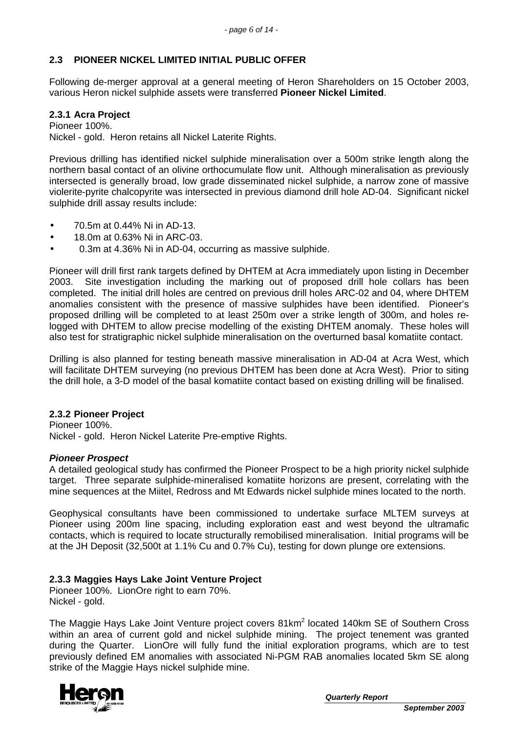## 2.3 PIONEER NICKEL LIMITED INITIAL PUBLIC OFFER

Following de-merger approval at a general meeting of Heron Shareholders on 15 October 2003, various Heron nickel sulphide assets were transferred **Pioneer Nickel Limited**.

### 2.3.1 Acra Project

Pioneer 100%.
Nickel - gold. Heron retains all Nickel Laterite Rights.

Previous drilling has identified nickel sulphide mineralisation over a 500m strike length along the northern basal contact of an olivine orthocumulate flow unit. Although mineralisation as previously intersected is generally broad, low grade disseminated nickel sulphide, a narrow zone of massive violerite-pyrite chalcopyrite was intersected in previous diamond drill hole AD-04. Significant nickel sulphide drill assay results include:

- 70.5m at 0.44% Ni in AD-13.
- 18.0m at 0.63% Ni in ARC-03.
- 0.3m at 4.36% Ni in AD-04, occurring as massive sulphide.

Pioneer will drill first rank targets defined by DHTEM at Acra immediately upon listing in December 2003. Site investigation including the marking out of proposed drill hole collars has been completed. The initial drill holes are centred on previous drill holes ARC-02 and 04, where DHTEM anomalies consistent with the presence of massive sulphides have been identified. Pioneer's proposed drilling will be completed to at least 250m over a strike length of 300m, and holes re-logged with DHTEM to allow precise modelling of the existing DHTEM anomaly. These holes will also test for stratigraphic nickel sulphide mineralisation on the overturned basal komatiite contact.

Drilling is also planned for testing beneath massive mineralisation in AD-04 at Acra West, which will facilitate DHTEM surveying (no previous DHTEM has been done at Acra West). Prior to siting the drill hole, a 3-D model of the basal komatiite contact based on existing drilling will be finalised.

### 2.3.2 Pioneer Project

Pioneer 100%.
Nickel - gold. Heron Nickel Laterite Pre-emptive Rights.

***Pioneer Prospect***

A detailed geological study has confirmed the Pioneer Prospect to be a high priority nickel sulphide target. Three separate sulphide-mineralised komatiite horizons are present, correlating with the mine sequences at the Miitel, Redross and Mt Edwards nickel sulphide mines located to the north.

Geophysical consultants have been commissioned to undertake surface MLTEM surveys at Pioneer using 200m line spacing, including exploration east and west beyond the ultramafic contacts, which is required to locate structurally remobilised mineralisation. Initial programs will be at the JH Deposit (32,500t at 1.1% Cu and 0.7% Cu), testing for down plunge ore extensions.

### 2.3.3 Maggies Hays Lake Joint Venture Project

Pioneer 100%. LionOre right to earn 70%.
Nickel - gold.

The Maggie Hays Lake Joint Venture project covers 81km$^2$ located 140km SE of Southern Cross within an area of current gold and nickel sulphide mining. The project tenement was granted during the Quarter. LionOre will fully fund the initial exploration programs, which are to test previously defined EM anomalies with associated Ni-PGM RAB anomalies located 5km SE along strike of the Maggie Hays nickel sulphide mine.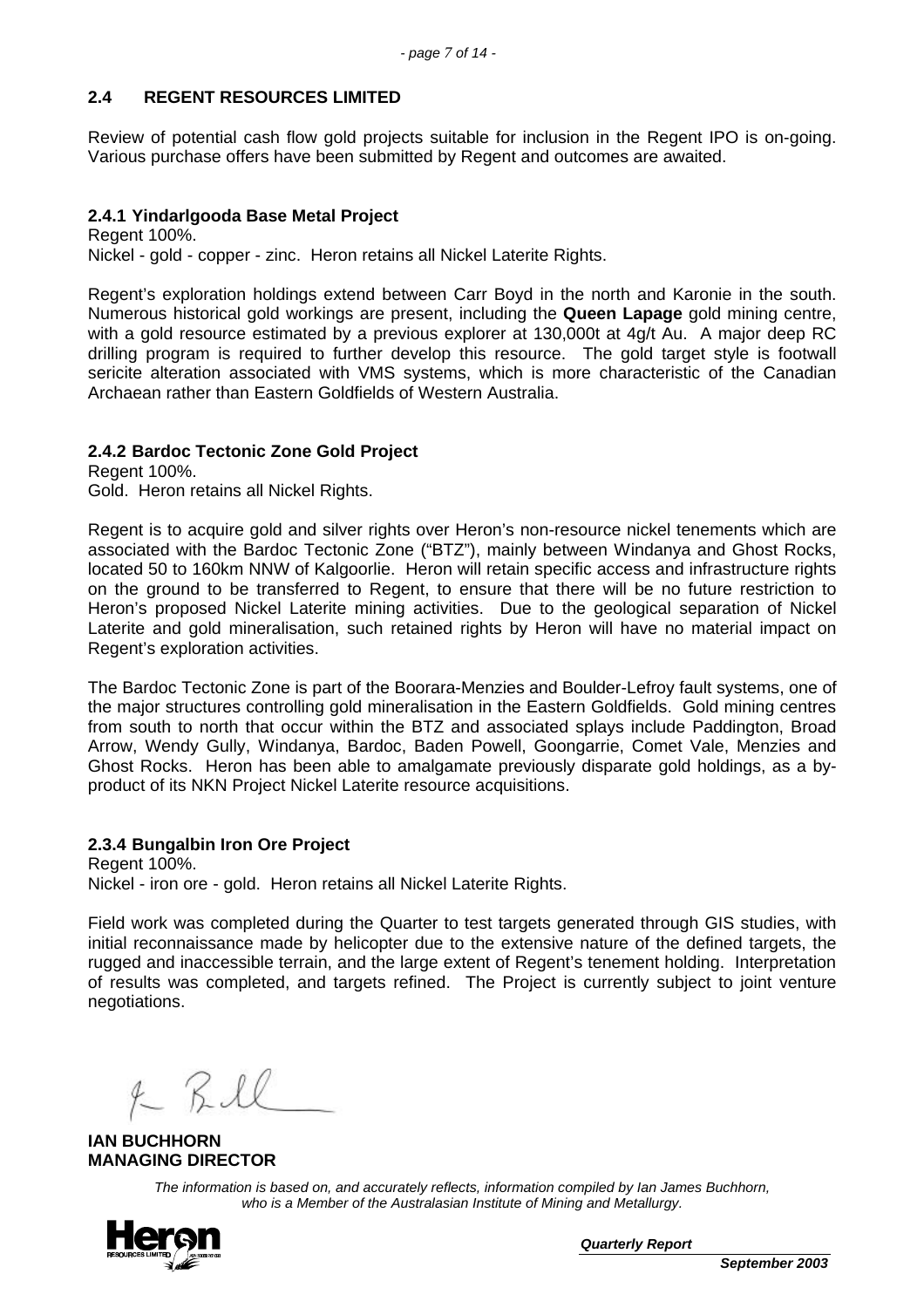## 2.4 REGENT RESOURCES LIMITED

Review of potential cash flow gold projects suitable for inclusion in the Regent IPO is on-going. Various purchase offers have been submitted by Regent and outcomes are awaited.

### 2.4.1 Yindarlgooda Base Metal Project

Regent 100%.
Nickel - gold - copper - zinc. Heron retains all Nickel Laterite Rights.

Regent's exploration holdings extend between Carr Boyd in the north and Karonie in the south. Numerous historical gold workings are present, including the **Queen Lapage** gold mining centre, with a gold resource estimated by a previous explorer at 130,000t at 4g/t Au. A major deep RC drilling program is required to further develop this resource. The gold target style is footwall sericite alteration associated with VMS systems, which is more characteristic of the Canadian Archaean rather than Eastern Goldfields of Western Australia.

### 2.4.2 Bardoc Tectonic Zone Gold Project

Regent 100%.
Gold. Heron retains all Nickel Rights.

Regent is to acquire gold and silver rights over Heron's non-resource nickel tenements which are associated with the Bardoc Tectonic Zone ("BTZ"), mainly between Windanya and Ghost Rocks, located 50 to 160km NNW of Kalgoorlie. Heron will retain specific access and infrastructure rights on the ground to be transferred to Regent, to ensure that there will be no future restriction to Heron's proposed Nickel Laterite mining activities. Due to the geological separation of Nickel Laterite and gold mineralisation, such retained rights by Heron will have no material impact on Regent's exploration activities.

The Bardoc Tectonic Zone is part of the Boorara-Menzies and Boulder-Lefroy fault systems, one of the major structures controlling gold mineralisation in the Eastern Goldfields. Gold mining centres from south to north that occur within the BTZ and associated splays include Paddington, Broad Arrow, Wendy Gully, Windanya, Bardoc, Baden Powell, Goongarrie, Comet Vale, Menzies and Ghost Rocks. Heron has been able to amalgamate previously disparate gold holdings, as a by-product of its NKN Project Nickel Laterite resource acquisitions.

### 2.3.4 Bungalbin Iron Ore Project

Regent 100%.
Nickel - iron ore - gold. Heron retains all Nickel Laterite Rights.

Field work was completed during the Quarter to test targets generated through GIS studies, with initial reconnaissance made by helicopter due to the extensive nature of the defined targets, the rugged and inaccessible terrain, and the large extent of Regent's tenement holding. Interpretation of results was completed, and targets refined. The Project is currently subject to joint venture negotiations.

**IAN BUCHHORN**
**MANAGING DIRECTOR**

*The information is based on, and accurately reflects, information compiled by Ian James Buchhorn, who is a Member of the Australasian Institute of Mining and Metallurgy.*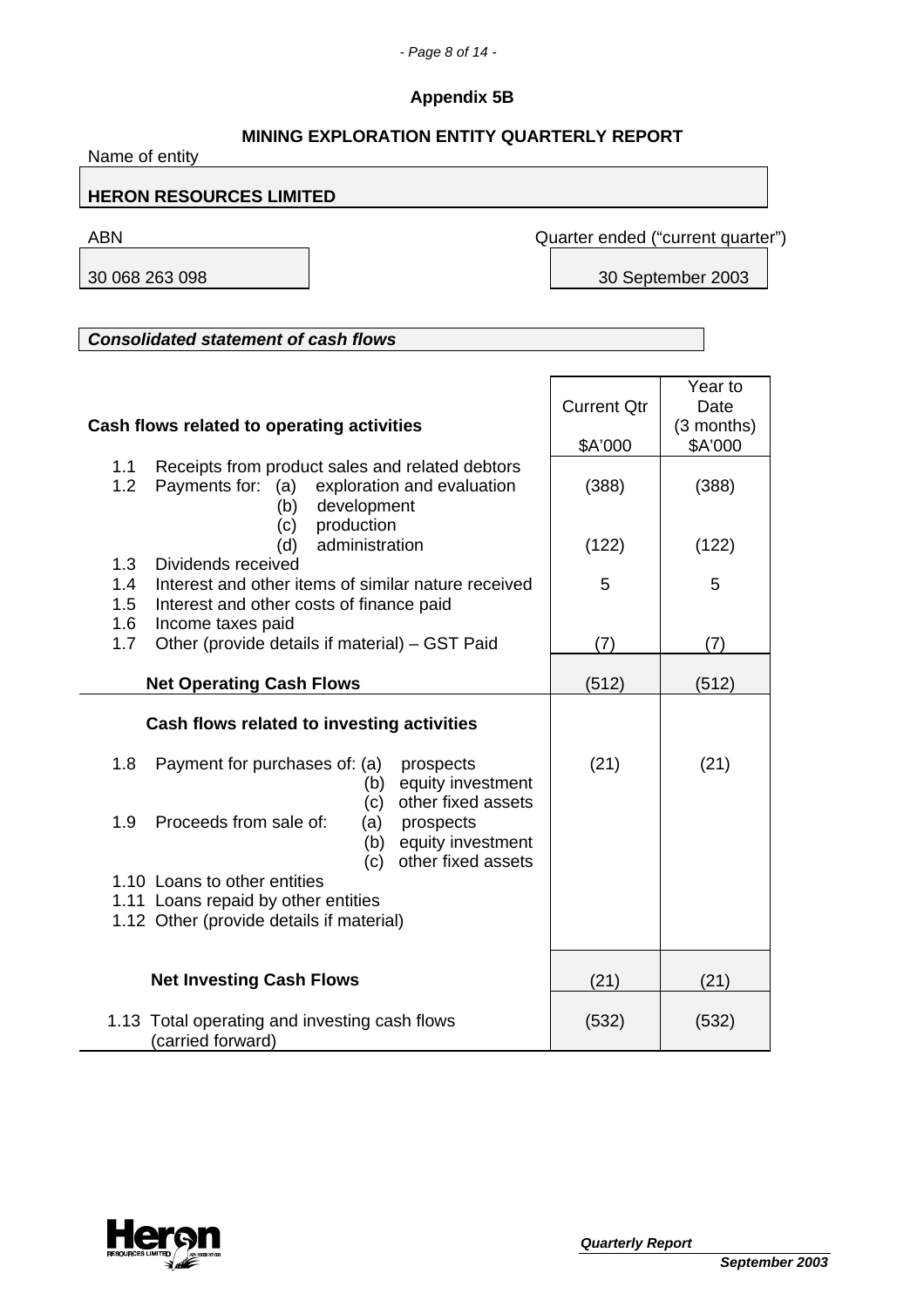## Appendix 5B

## MINING EXPLORATION ENTITY QUARTERLY REPORT

Name of entity

**HERON RESOURCES LIMITED**

| ABN | Quarter ended ("current quarter") |
|---|---|
| 30 068 263 098 | 30 September 2003 |

***Consolidated statement of cash flows***

| Cash flows related to operating activities | Current Qtr $A'000 | Year to Date (3 months) $A'000 |
|---|---|---|
| 1.1 Receipts from product sales and related debtors | | |
| 1.2 Payments for: (a) exploration and evaluation | (388) | (388) |
| (b) development | | |
| (c) production | | |
| (d) administration | (122) | (122) |
| 1.3 Dividends received | | |
| 1.4 Interest and other items of similar nature received | 5 | 5 |
| 1.5 Interest and other costs of finance paid | | |
| 1.6 Income taxes paid | | |
| 1.7 Other (provide details if material) – GST Paid | (7) | (7) |
| **Net Operating Cash Flows** | (512) | (512) |
| **Cash flows related to investing activities** | | |
| 1.8 Payment for purchases of: (a) prospects | (21) | (21) |
| (b) equity investment | | |
| (c) other fixed assets | | |
| 1.9 Proceeds from sale of: (a) prospects | | |
| (b) equity investment | | |
| (c) other fixed assets | | |
| 1.10 Loans to other entities | | |
| 1.11 Loans repaid by other entities | | |
| 1.12 Other (provide details if material) | | |
| **Net Investing Cash Flows** | (21) | (21) |
| 1.13 Total operating and investing cash flows (carried forward) | (532) | (532) |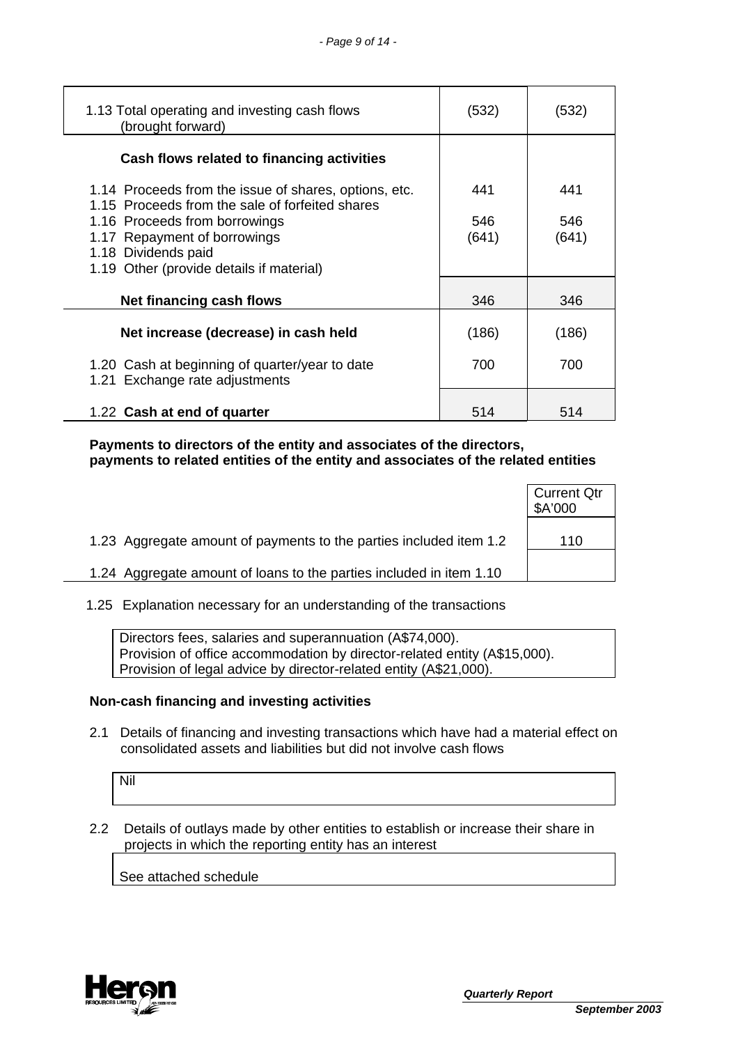| | | |
|---|---|---|
| 1.13 Total operating and investing cash flows (brought forward) | (532) | (532) |
| **Cash flows related to financing activities** | | |
| 1.14 Proceeds from the issue of shares, options, etc. | 441 | 441 |
| 1.15 Proceeds from the sale of forfeited shares | | |
| 1.16 Proceeds from borrowings | 546 | 546 |
| 1.17 Repayment of borrowings | (641) | (641) |
| 1.18 Dividends paid | | |
| 1.19 Other (provide details if material) | | |
| **Net financing cash flows** | 346 | 346 |
| **Net increase (decrease) in cash held** | (186) | (186) |
| 1.20 Cash at beginning of quarter/year to date | 700 | 700 |
| 1.21 Exchange rate adjustments | | |
| 1.22 **Cash at end of quarter** | 514 | 514 |

**Payments to directors of the entity and associates of the directors, payments to related entities of the entity and associates of the related entities**

| | Current Qtr $A'000 |
|---|---|
| 1.23 Aggregate amount of payments to the parties included in item 1.2 | 110 |
| 1.24 Aggregate amount of loans to the parties included in item 1.10 | |

1.25 Explanation necessary for an understanding of the transactions

Directors fees, salaries and superannuation (A$74,000).
Provision of office accommodation by director-related entity (A$15,000).
Provision of legal advice by director-related entity (A$21,000).

**Non-cash financing and investing activities**

2.1 Details of financing and investing transactions which have had a material effect on consolidated assets and liabilities but did not involve cash flows

Nil

2.2 Details of outlays made by other entities to establish or increase their share in projects in which the reporting entity has an interest

See attached schedule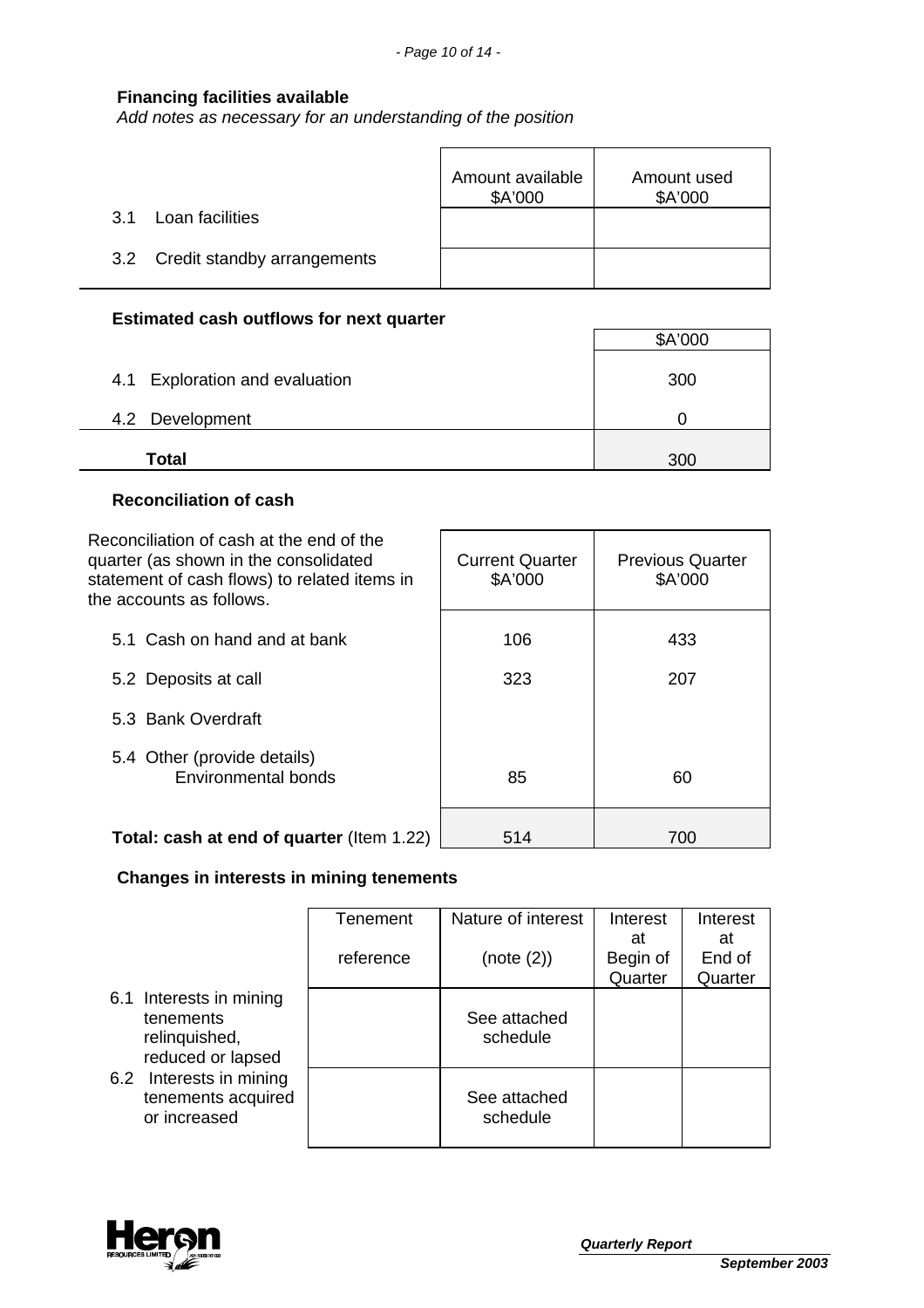**Financing facilities available**

*Add notes as necessary for an understanding of the position*

| | Amount available $A'000 | Amount used $A'000 |
|---|---|---|
| 3.1 Loan facilities | | |
| 3.2 Credit standby arrangements | | |

**Estimated cash outflows for next quarter**

| | $A'000 |
|---|---|
| 4.1 Exploration and evaluation | 300 |
| 4.2 Development | 0 |
| **Total** | 300 |

**Reconciliation of cash**

| Reconciliation of cash at the end of the quarter (as shown in the consolidated statement of cash flows) to related items in the accounts as follows. | Current Quarter $A'000 | Previous Quarter $A'000 |
|---|---|---|
| 5.1 Cash on hand and at bank | 106 | 433 |
| 5.2 Deposits at call | 323 | 207 |
| 5.3 Bank Overdraft | | |
| 5.4 Other (provide details) Environmental bonds | 85 | 60 |
| **Total: cash at end of quarter** (Item 1.22) | 514 | 700 |

**Changes in interests in mining tenements**

| | Tenement reference | Nature of interest (note (2)) | Interest at Begin of Quarter | Interest at End of Quarter |
|---|---|---|---|---|
| 6.1 Interests in mining tenements relinquished, reduced or lapsed | | See attached schedule | | |
| 6.2 Interests in mining tenements acquired or increased | | See attached schedule | | |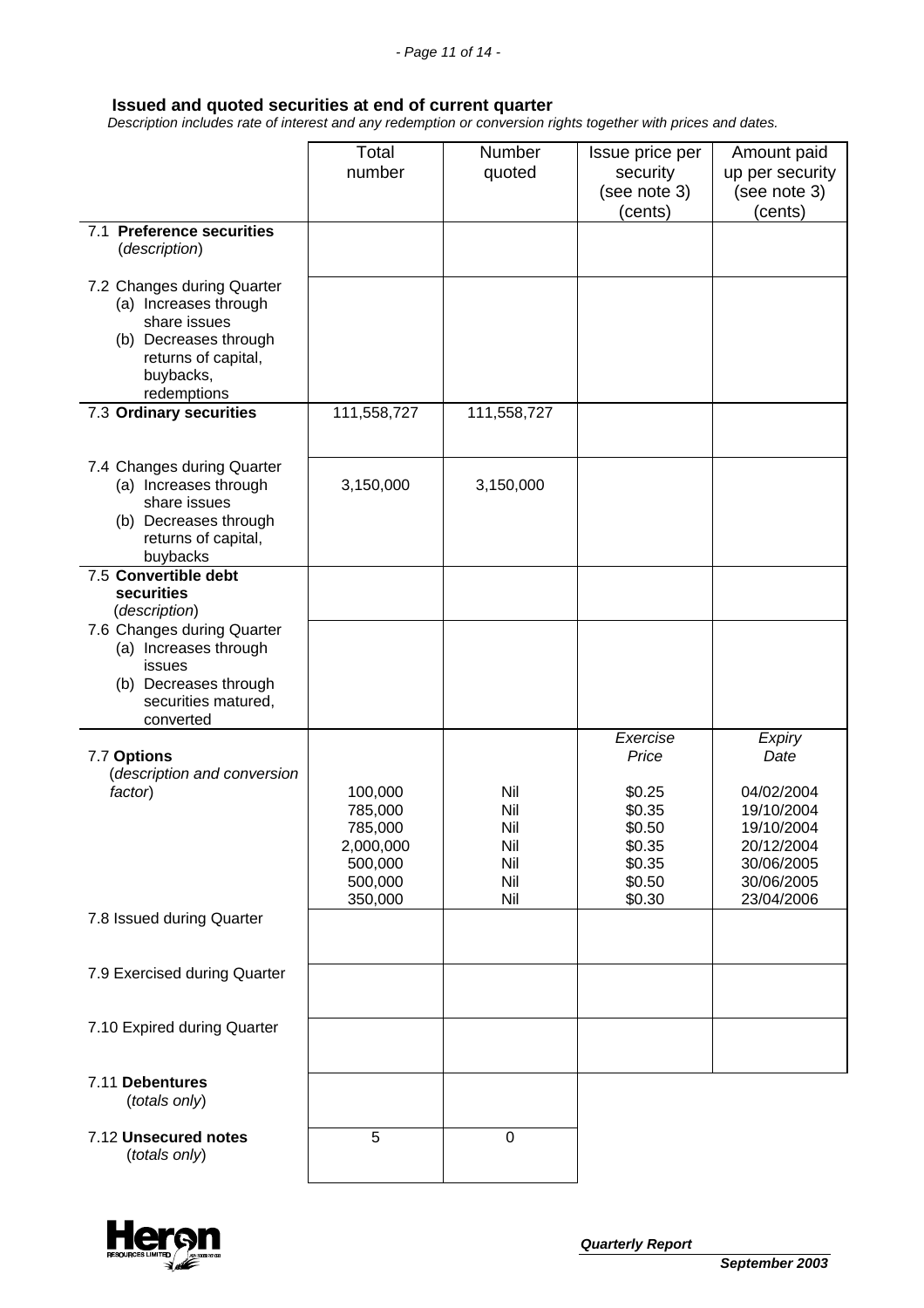### Issued and quoted securities at end of current quarter

*Description includes rate of interest and any redemption or conversion rights together with prices and dates.*

| | Total number | Number quoted | Issue price per security (see note 3) (cents) | Amount paid up per security (see note 3) (cents) |
|---|---|---|---|---|
| 7.1 **Preference securities** (*description*) | | | | |
| 7.2 Changes during Quarter (a) Increases through share issues (b) Decreases through returns of capital, buybacks, redemptions | | | | |
| 7.3 **Ordinary securities** | 111,558,727 | 111,558,727 | | |
| 7.4 Changes during Quarter (a) Increases through share issues (b) Decreases through returns of capital, buybacks | 3,150,000 | 3,150,000 | | |
| 7.5 **Convertible debt securities** (*description*) | | | | |
| 7.6 Changes during Quarter (a) Increases through issues (b) Decreases through securities matured, converted | | | | |
| | | | *Exercise Price* | *Expiry Date* |
| 7.7 **Options** (*description and conversion factor*) | 100,000 | Nil | $0.25 | 04/02/2004 |
| | 785,000 | Nil | $0.35 | 19/10/2004 |
| | 785,000 | Nil | $0.50 | 19/10/2004 |
| | 2,000,000 | Nil | $0.35 | 20/12/2004 |
| | 500,000 | Nil | $0.35 | 30/06/2005 |
| | 500,000 | Nil | $0.50 | 30/06/2005 |
| | 350,000 | Nil | $0.30 | 23/04/2006 |
| 7.8 Issued during Quarter | | | | |
| 7.9 Exercised during Quarter | | | | |
| 7.10 Expired during Quarter | | | | |
| 7.11 **Debentures** (*totals only*) | | | | |
| 7.12 **Unsecured notes** (*totals only*) | 5 | 0 | | |

**Quarterly Report**
**September 2003**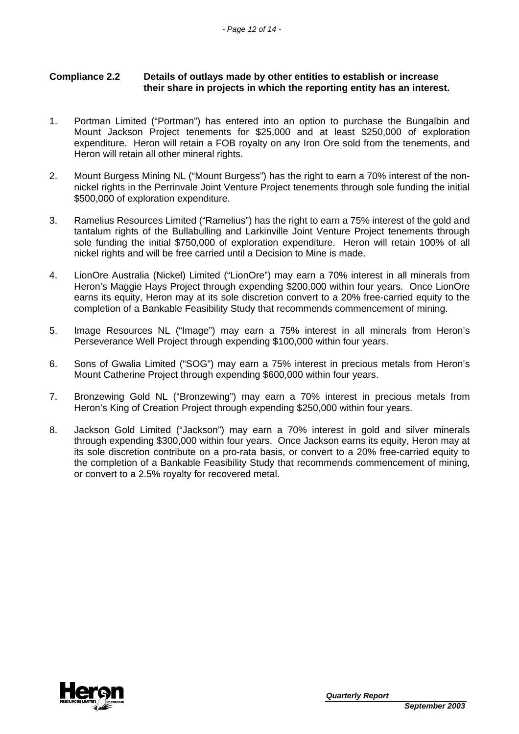**Compliance 2.2 Details of outlays made by other entities to establish or increase their share in projects in which the reporting entity has an interest.**

1. Portman Limited ("Portman") has entered into an option to purchase the Bungalbin and Mount Jackson Project tenements for $25,000 and at least $250,000 of exploration expenditure. Heron will retain a FOB royalty on any Iron Ore sold from the tenements, and Heron will retain all other mineral rights.

2. Mount Burgess Mining NL ("Mount Burgess") has the right to earn a 70% interest of the non-nickel rights in the Perrinvale Joint Venture Project tenements through sole funding the initial $500,000 of exploration expenditure.

3. Ramelius Resources Limited ("Ramelius") has the right to earn a 75% interest of the gold and tantalum rights of the Bullabulling and Larkinville Joint Venture Project tenements through sole funding the initial $750,000 of exploration expenditure. Heron will retain 100% of all nickel rights and will be free carried until a Decision to Mine is made.

4. LionOre Australia (Nickel) Limited ("LionOre") may earn a 70% interest in all minerals from Heron's Maggie Hays Project through expending $200,000 within four years. Once LionOre earns its equity, Heron may at its sole discretion convert to a 20% free-carried equity to the completion of a Bankable Feasibility Study that recommends commencement of mining.

5. Image Resources NL ("Image") may earn a 75% interest in all minerals from Heron's Perseverance Well Project through expending $100,000 within four years.

6. Sons of Gwalia Limited ("SOG") may earn a 75% interest in precious metals from Heron's Mount Catherine Project through expending $600,000 within four years.

7. Bronzewing Gold NL ("Bronzewing") may earn a 70% interest in precious metals from Heron's King of Creation Project through expending $250,000 within four years.

8. Jackson Gold Limited ("Jackson") may earn a 70% interest in gold and silver minerals through expending $300,000 within four years. Once Jackson earns its equity, Heron may at its sole discretion contribute on a pro-rata basis, or convert to a 20% free-carried equity to the completion of a Bankable Feasibility Study that recommends commencement of mining, or convert to a 2.5% royalty for recovered metal.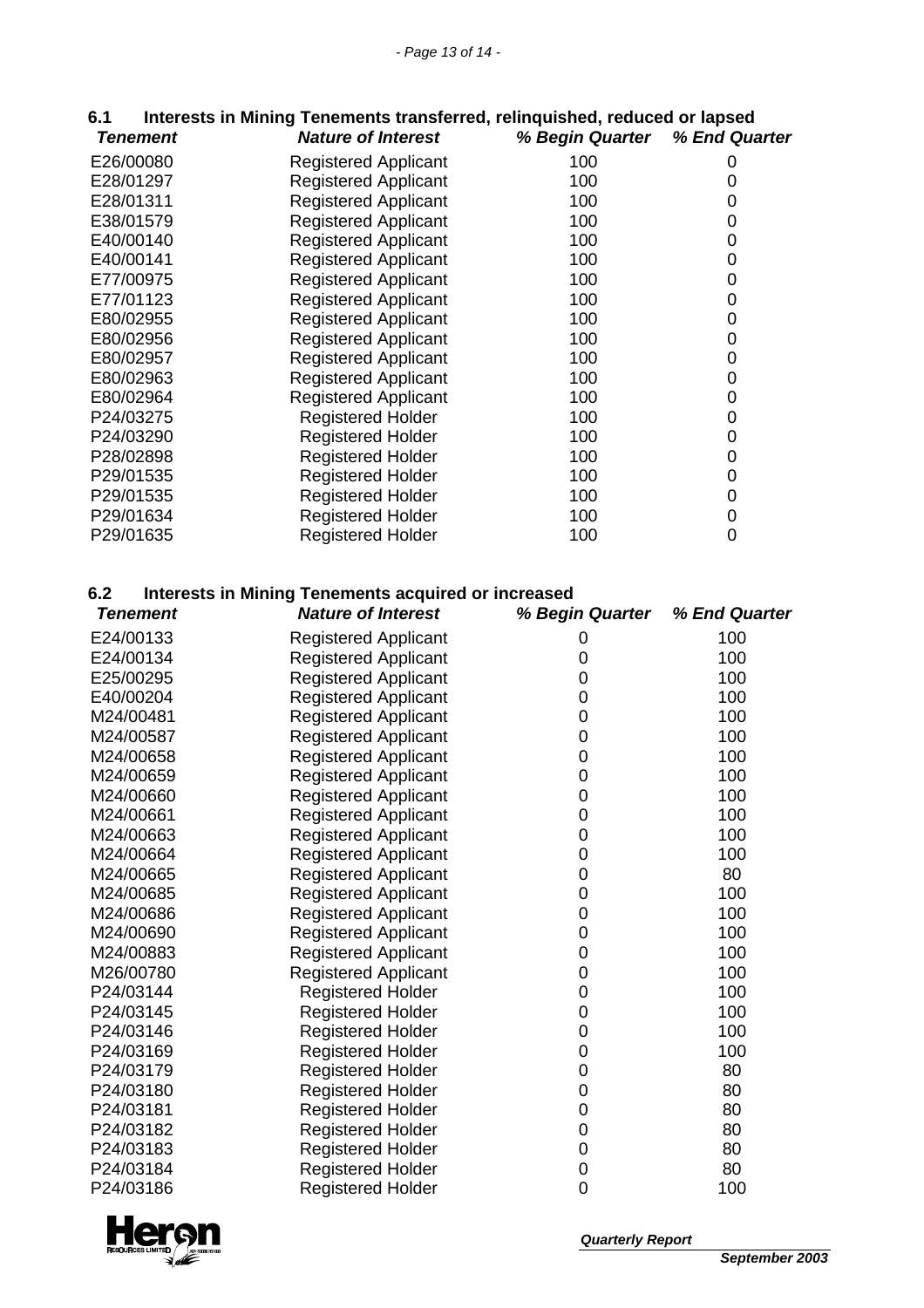## 6.1 Interests in Mining Tenements transferred, relinquished, reduced or lapsed

| *Tenement* | *Nature of Interest* | *% Begin Quarter* | *% End Quarter* |
|---|---|---|---|
| E26/00080 | Registered Applicant | 100 | 0 |
| E28/01297 | Registered Applicant | 100 | 0 |
| E28/01311 | Registered Applicant | 100 | 0 |
| E38/01579 | Registered Applicant | 100 | 0 |
| E40/00140 | Registered Applicant | 100 | 0 |
| E40/00141 | Registered Applicant | 100 | 0 |
| E77/00975 | Registered Applicant | 100 | 0 |
| E77/01123 | Registered Applicant | 100 | 0 |
| E80/02955 | Registered Applicant | 100 | 0 |
| E80/02956 | Registered Applicant | 100 | 0 |
| E80/02957 | Registered Applicant | 100 | 0 |
| E80/02963 | Registered Applicant | 100 | 0 |
| E80/02964 | Registered Applicant | 100 | 0 |
| P24/03275 | Registered Holder | 100 | 0 |
| P24/03290 | Registered Holder | 100 | 0 |
| P28/02898 | Registered Holder | 100 | 0 |
| P29/01535 | Registered Holder | 100 | 0 |
| P29/01535 | Registered Holder | 100 | 0 |
| P29/01634 | Registered Holder | 100 | 0 |
| P29/01635 | Registered Holder | 100 | 0 |

## 6.2 Interests in Mining Tenements acquired or increased

| *Tenement* | *Nature of Interest* | *% Begin Quarter* | *% End Quarter* |
|---|---|---|---|
| E24/00133 | Registered Applicant | 0 | 100 |
| E24/00134 | Registered Applicant | 0 | 100 |
| E25/00295 | Registered Applicant | 0 | 100 |
| E40/00204 | Registered Applicant | 0 | 100 |
| M24/00481 | Registered Applicant | 0 | 100 |
| M24/00587 | Registered Applicant | 0 | 100 |
| M24/00658 | Registered Applicant | 0 | 100 |
| M24/00659 | Registered Applicant | 0 | 100 |
| M24/00660 | Registered Applicant | 0 | 100 |
| M24/00661 | Registered Applicant | 0 | 100 |
| M24/00663 | Registered Applicant | 0 | 100 |
| M24/00664 | Registered Applicant | 0 | 100 |
| M24/00665 | Registered Applicant | 0 | 80 |
| M24/00685 | Registered Applicant | 0 | 100 |
| M24/00686 | Registered Applicant | 0 | 100 |
| M24/00690 | Registered Applicant | 0 | 100 |
| M24/00883 | Registered Applicant | 0 | 100 |
| M26/00780 | Registered Applicant | 0 | 100 |
| P24/03144 | Registered Holder | 0 | 100 |
| P24/03145 | Registered Holder | 0 | 100 |
| P24/03146 | Registered Holder | 0 | 100 |
| P24/03169 | Registered Holder | 0 | 100 |
| P24/03179 | Registered Holder | 0 | 80 |
| P24/03180 | Registered Holder | 0 | 80 |
| P24/03181 | Registered Holder | 0 | 80 |
| P24/03182 | Registered Holder | 0 | 80 |
| P24/03183 | Registered Holder | 0 | 80 |
| P24/03184 | Registered Holder | 0 | 80 |
| P24/03186 | Registered Holder | 0 | 100 |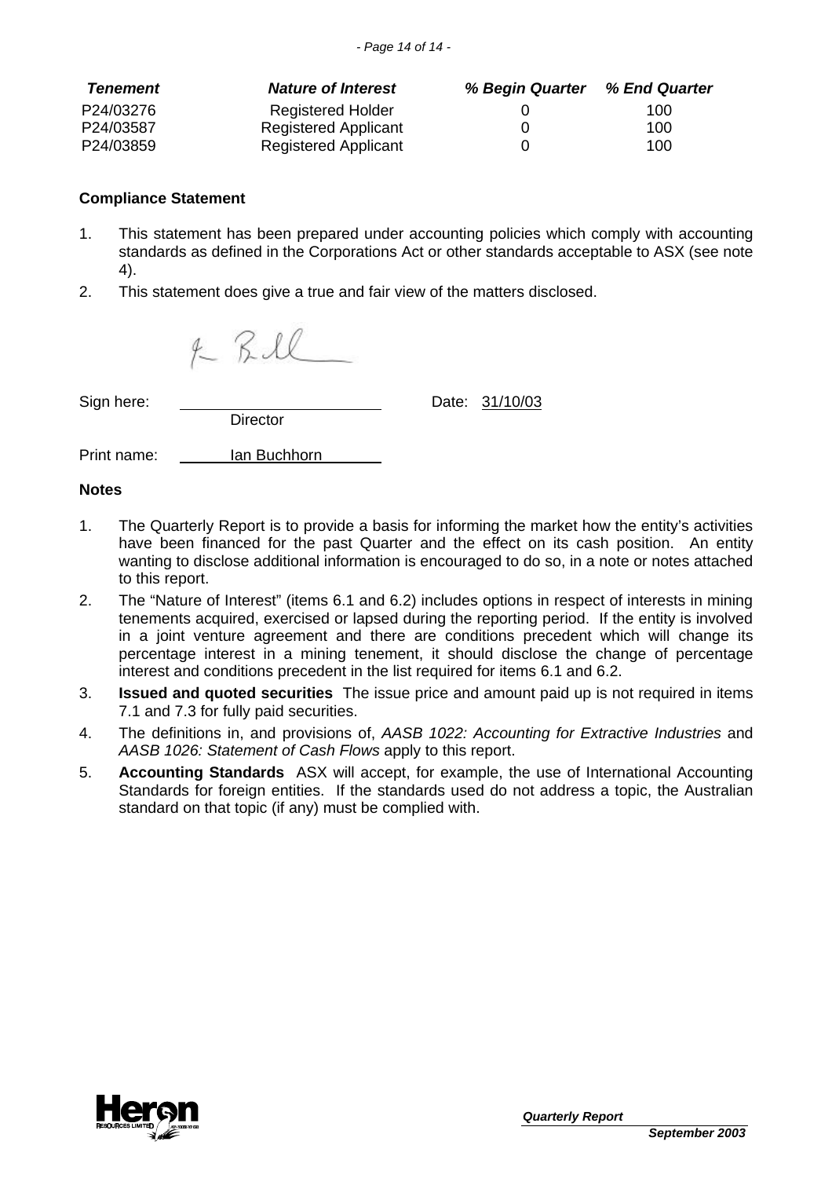| Tenement | Nature of Interest | % Begin Quarter | % End Quarter |
|---|---|---|---|
| P24/03276 | Registered Holder | 0 | 100 |
| P24/03587 | Registered Applicant | 0 | 100 |
| P24/03859 | Registered Applicant | 0 | 100 |

**Compliance Statement**

1. This statement has been prepared under accounting policies which comply with accounting standards as defined in the Corporations Act or other standards acceptable to ASX (see note 4).
2. This statement does give a true and fair view of the matters disclosed.

Sign here: ______________________ Date: 31/10/03
Director

Print name: Ian Buchhorn

**Notes**

1. The Quarterly Report is to provide a basis for informing the market how the entity's activities have been financed for the past Quarter and the effect on its cash position. An entity wanting to disclose additional information is encouraged to do so, in a note or notes attached to this report.
2. The "Nature of Interest" (items 6.1 and 6.2) includes options in respect of interests in mining tenements acquired, exercised or lapsed during the reporting period. If the entity is involved in a joint venture agreement and there are conditions precedent which will change its percentage interest in a mining tenement, it should disclose the change of percentage interest and conditions precedent in the list required for items 6.1 and 6.2.
3. **Issued and quoted securities** The issue price and amount paid up is not required in items 7.1 and 7.3 for fully paid securities.
4. The definitions in, and provisions of, *AASB 1022: Accounting for Extractive Industries* and *AASB 1026: Statement of Cash Flows* apply to this report.
5. **Accounting Standards** ASX will accept, for example, the use of International Accounting Standards for foreign entities. If the standards used do not address a topic, the Australian standard on that topic (if any) must be complied with.